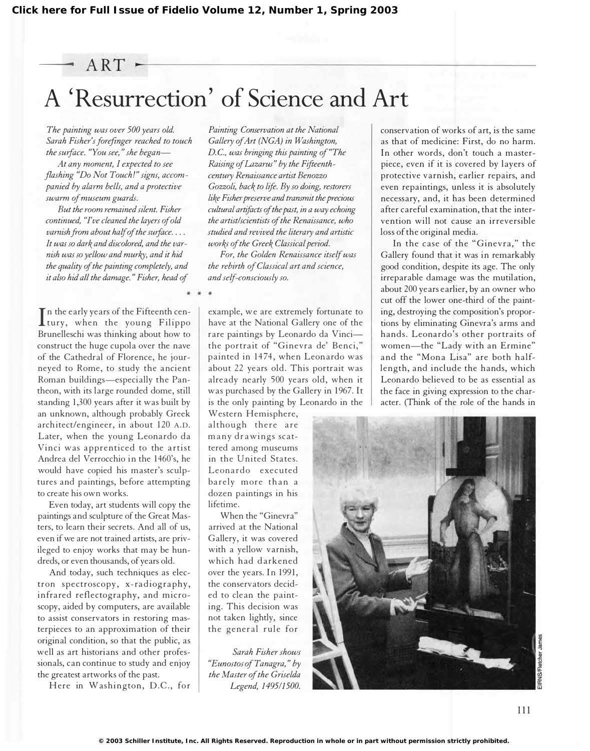Click here for Full Issue of Fidelio Volume 12, Number 1, Spring 2003

ART

# A 'Resurrection' of Science and Art

*The painting was over 500 years old. Sarah Fisher's forefinger reached to touch the surface. "You see," she began—*

*At any moment, I expected to see flashing "Do Not Touch!" signs, accompanied by alarm bells, and a protective swarm of museum guards.*

*But the room remained silent. Fisher continued, "I've cleaned the layers of old varnish from about half of the surface. . . . It was so dark and discolored, and the varnish was so yellow and murky, and it hid the quality of the painting completely, and it also hid all the damage." Fisher, head of Painting Conservation at the National Gallery of Art (NGA) in Washington, D.C., was bringing this painting of "The Raising of Lazarus" by the Fifteenth-century Renaissance artist Benozzo Gozzoli, back to life. By so doing, restorers like Fisher preserve and transmit the precious cultural artifacts of the past, in a way echoing the artist/scientists of the Renaissance, who studied and revived the literary and artistic works of the Greek Classical period.*

*For, the Golden Renaissance itself was the rebirth of Classical art and science, and self-consciously so.*

\* \* \*

In the early years of the Fifteenth century, when the young Filippo Brunelleschi was thinking about how to construct the huge cupola over the nave of the Cathedral of Florence, he journeyed to Rome, to study the ancient Roman buildings—especially the Pantheon, with its large rounded dome, still standing 1,300 years after it was built by an unknown, although probably Greek architect/engineer, in about 120 A.D. Later, when the young Leonardo da Vinci was apprenticed to the artist Andrea del Verrocchio in the 1460's, he would have copied his master's sculptures and paintings, before attempting to create his own works.

Even today, art students will copy the paintings and sculpture of the Great Masters, to learn their secrets. And all of us, even if we are not trained artists, are privileged to enjoy works that may be hundreds, or even thousands, of years old.

And today, such techniques as electron spectroscopy, x-radiography, infrared reflectography, and microscopy, aided by computers, are available to assist conservators in restoring masterpieces to an approximation of their original condition, so that the public, as well as art historians and other professionals, can continue to study and enjoy the greatest artworks of the past.

Here in Washington, D.C., for example, we are extremely fortunate to have at the National Gallery one of the rare paintings by Leonardo da Vinci—the portrait of "Ginevra de' Benci," painted in 1474, when Leonardo was about 22 years old. This portrait was already nearly 500 years old, when it was purchased by the Gallery in 1967. It is the only painting by Leonardo in the Western Hemisphere, although there are many drawings scattered among museums in the United States. Leonardo executed barely more than a dozen paintings in his lifetime.

When the "Ginevra" arrived at the National Gallery, it was covered with a yellow varnish, which had darkened over the years. In 1991, the conservators decided to clean the painting. This decision was not taken lightly, since the general rule for conservation of works of art, is the same as that of medicine: First, do no harm. In other words, don't touch a masterpiece, even if it is covered by layers of protective varnish, earlier repairs, and even repaintings, unless it is absolutely necessary, and, it has been determined after careful examination, that the intervention will not cause an irreversible loss of the original media.

In the case of the "Ginevra," the Gallery found that it was in remarkably good condition, despite its age. The only irreparable damage was the mutilation, about 200 years earlier, by an owner who cut off the lower one-third of the painting, destroying the composition's proportions by eliminating Ginevra's arms and hands. Leonardo's other portraits of women—the "Lady with an Ermine" and the "Mona Lisa" are both half-length, and include the hands, which Leonardo believed to be as essential as the face in giving expression to the character. (Think of the role of the hands in

*Sarah Fisher shows "Eunostos of Tanagra," by the Master of the Griselda Legend, 1495/1500.*

EIRNS/Fletcher James

© 2003 Schiller Institute, Inc. All Rights Reserved. Reproduction in whole or in part without permission strictly prohibited.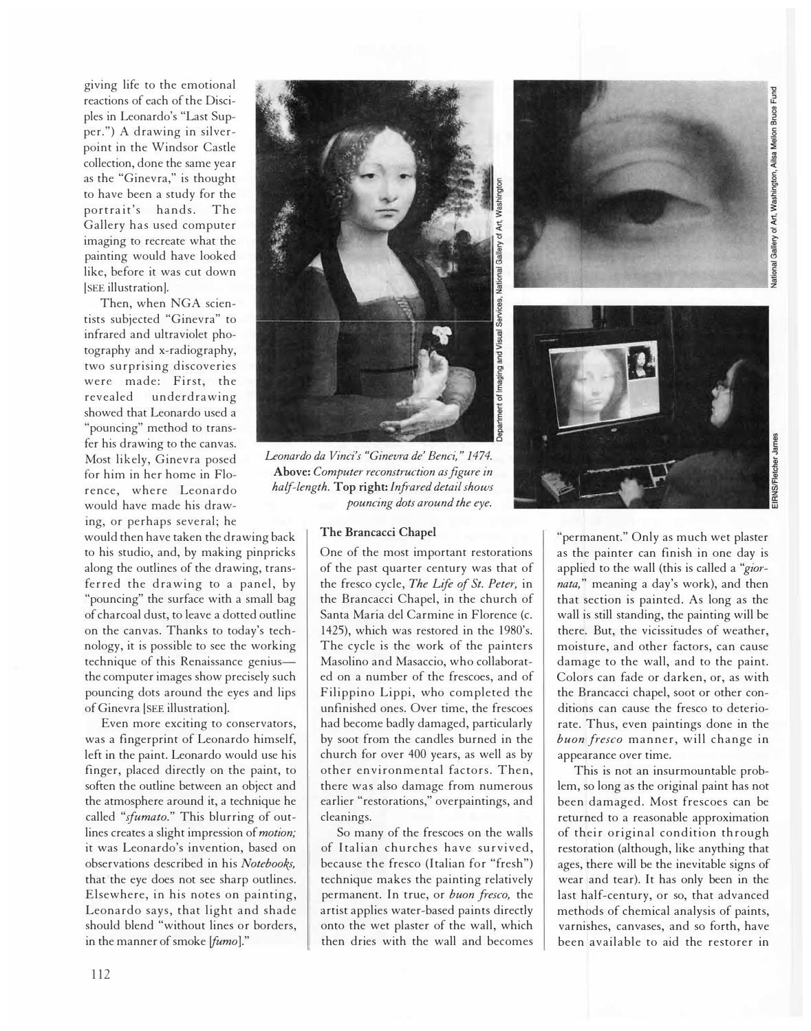giving life to the emotional reactions of each of the Disciples in Leonardo's "Last Supper.") A drawing in silverpoint in the Windsor Castle collection, done the same year as the "Ginevra," is thought to have been a study for the portrait's hands. The Gallery has used computer imaging to recreate what the painting would have looked like, before it was cut down [SEE illustration].

Then, when NGA scientists subjected "Ginevra" to infrared and ultraviolet photography and x-radiography, two surprising discoveries were made: First, the revealed underdrawing showed that Leonardo used a "pouncing" method to transfer his drawing to the canvas. Most likely, Ginevra posed for him in her home in Florence, where Leonardo would have made his drawing, or perhaps several; he would then have taken the drawing back to his studio, and, by making pinpricks along the outlines of the drawing, transferred the drawing to a panel, by "pouncing" the surface with a small bag of charcoal dust, to leave a dotted outline on the canvas. Thanks to today's technology, it is possible to see the working technique of this Renaissance genius—the computer images show precisely such pouncing dots around the eyes and lips of Ginevra [SEE illustration].

Even more exciting to conservators, was a fingerprint of Leonardo himself, left in the paint. Leonardo would use his finger, placed directly on the paint, to soften the outline between an object and the atmosphere around it, a technique he called "*sfumato*." This blurring of outlines creates a slight impression of *motion;* it was Leonardo's invention, based on observations described in his *Notebooks,* that the eye does not see sharp outlines. Elsewhere, in his notes on painting, Leonardo says, that light and shade should blend "without lines or borders, in the manner of smoke [*fumo*]."

*Leonardo da Vinci's "Ginevra de' Benci," 1474.* **Above:** *Computer reconstruction as figure in half-length.* **Top right:** *Infrared detail shows pouncing dots around the eye.*

Department of Imaging and Visual Services, National Gallery of Art, Washington

National Gallery of Art, Washington, Ailsa Mellon Bruce Fund

EIRNS/Fletcher James

### The Brancacci Chapel

One of the most important restorations of the past quarter century was that of the fresco cycle, *The Life of St. Peter,* in the Brancacci Chapel, in the church of Santa Maria del Carmine in Florence (c. 1425), which was restored in the 1980's. The cycle is the work of the painters Masolino and Masaccio, who collaborated on a number of the frescoes, and of Filippino Lippi, who completed the unfinished ones. Over time, the frescoes had become badly damaged, particularly by soot from the candles burned in the church for over 400 years, as well as by other environmental factors. Then, there was also damage from numerous earlier "restorations," overpaintings, and cleanings.

So many of the frescoes on the walls of Italian churches have survived, because the fresco (Italian for "fresh") technique makes the painting relatively permanent. In true, or *buon fresco,* the artist applies water-based paints directly onto the wet plaster of the wall, which then dries with the wall and becomes "permanent." Only as much wet plaster as the painter can finish in one day is applied to the wall (this is called a "*giornata,*" meaning a day's work), and then that section is painted. As long as the wall is still standing, the painting will be there. But, the vicissitudes of weather, moisture, and other factors, can cause damage to the wall, and to the paint. Colors can fade or darken, or, as with the Brancacci chapel, soot or other conditions can cause the fresco to deteriorate. Thus, even paintings done in the *buon fresco* manner, will change in appearance over time.

This is not an insurmountable problem, so long as the original paint has not been damaged. Most frescoes can be returned to a reasonable approximation of their original condition through restoration (although, like anything that ages, there will be the inevitable signs of wear and tear). It has only been in the last half-century, or so, that advanced methods of chemical analysis of paints, varnishes, canvases, and so forth, have been available to aid the restorer in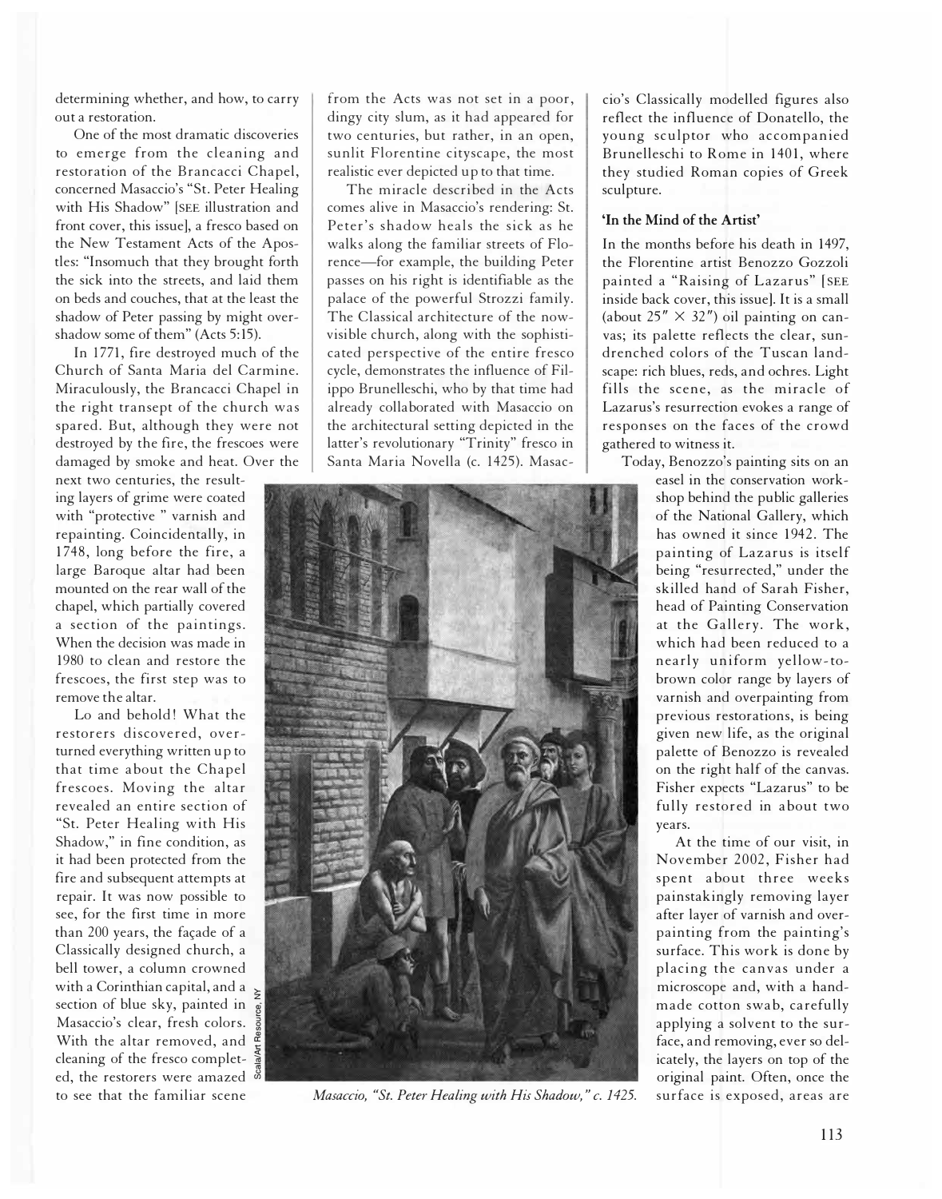determining whether, and how, to carry out a restoration.

One of the most dramatic discoveries to emerge from the cleaning and restoration of the Brancacci Chapel, concerned Masaccio's "St. Peter Healing with His Shadow" [SEE illustration and front cover, this issue], a fresco based on the New Testament Acts of the Apostles: "Insomuch that they brought forth the sick into the streets, and laid them on beds and couches, that at the least the shadow of Peter passing by might overshadow some of them" (Acts 5:15).

In 1771, fire destroyed much of the Church of Santa Maria del Carmine. Miraculously, the Brancacci Chapel in the right transept of the church was spared. But, although they were not destroyed by the fire, the frescoes were damaged by smoke and heat. Over the next two centuries, the resulting layers of grime were coated with "protective " varnish and repainting. Coincidentally, in 1748, long before the fire, a large Baroque altar had been mounted on the rear wall of the chapel, which partially covered a section of the paintings. When the decision was made in 1980 to clean and restore the frescoes, the first step was to remove the altar.

Lo and behold! What the restorers discovered, overturned everything written up to that time about the Chapel frescoes. Moving the altar revealed an entire section of "St. Peter Healing with His Shadow," in fine condition, as it had been protected from the fire and subsequent attempts at repair. It was now possible to see, for the first time in more than 200 years, the façade of a Classically designed church, a bell tower, a column crowned with a Corinthian capital, and a section of blue sky, painted in Masaccio's clear, fresh colors. With the altar removed, and cleaning of the fresco completed, the restorers were amazed to see that the familiar scene from the Acts was not set in a poor, dingy city slum, as it had appeared for two centuries, but rather, in an open, sunlit Florentine cityscape, the most realistic ever depicted up to that time.

The miracle described in the Acts comes alive in Masaccio's rendering: St. Peter's shadow heals the sick as he walks along the familiar streets of Florence—for example, the building Peter passes on his right is identifiable as the palace of the powerful Strozzi family. The Classical architecture of the now-visible church, along with the sophisticated perspective of the entire fresco cycle, demonstrates the influence of Filippo Brunelleschi, who by that time had already collaborated with Masaccio on the architectural setting depicted in the latter's revolutionary "Trinity" fresco in Santa Maria Novella (c. 1425). Masaccio's Classically modelled figures also reflect the influence of Donatello, the young sculptor who accompanied Brunelleschi to Rome in 1401, where they studied Roman copies of Greek sculpture.

*Masaccio, "St. Peter Healing with His Shadow," c. 1425.*

Scala/Art Resource, NY

### 'In the Mind of the Artist'

In the months before his death in 1497, the Florentine artist Benozzo Gozzoli painted a "Raising of Lazarus" [SEE inside back cover, this issue]. It is a small (about 25″ × 32″) oil painting on canvas; its palette reflects the clear, sun-drenched colors of the Tuscan landscape: rich blues, reds, and ochres. Light fills the scene, as the miracle of Lazarus's resurrection evokes a range of responses on the faces of the crowd gathered to witness it.

Today, Benozzo's painting sits on an easel in the conservation workshop behind the public galleries of the National Gallery, which has owned it since 1942. The painting of Lazarus is itself being "resurrected," under the skilled hand of Sarah Fisher, head of Painting Conservation at the Gallery. The work, which had been reduced to a nearly uniform yellow-to-brown color range by layers of varnish and overpainting from previous restorations, is being given new life, as the original palette of Benozzo is revealed on the right half of the canvas. Fisher expects "Lazarus" to be fully restored in about two years.

At the time of our visit, in November 2002, Fisher had spent about three weeks painstakingly removing layer after layer of varnish and overpainting from the painting's surface. This work is done by placing the canvas under a microscope and, with a handmade cotton swab, carefully applying a solvent to the surface, and removing, ever so delicately, the layers on top of the original paint. Often, once the surface is exposed, areas are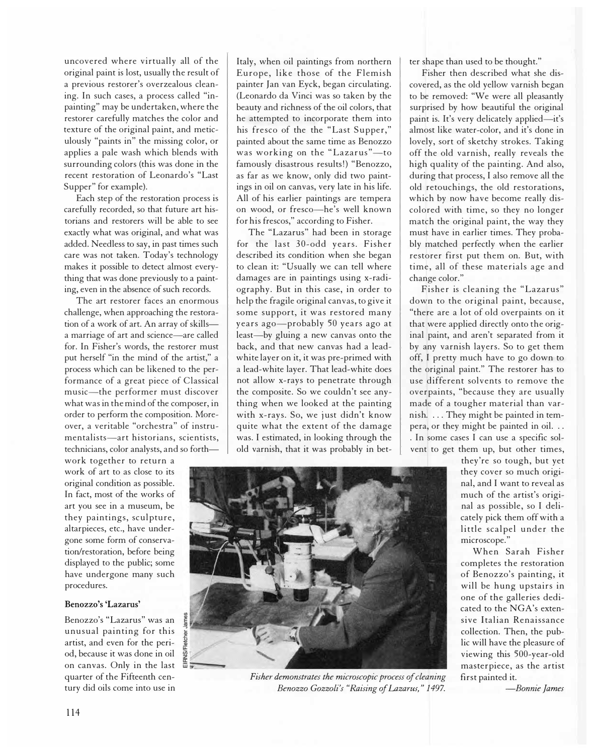uncovered where virtually all of the original paint is lost, usually the result of a previous restorer's overzealous cleaning. In such cases, a process called "inpainting" may be undertaken, where the restorer carefully matches the color and texture of the original paint, and meticulously "paints in" the missing color, or applies a pale wash which blends with surrounding colors (this was done in the recent restoration of Leonardo's "Last Supper" for example).

Each step of the restoration process is carefully recorded, so that future art historians and restorers will be able to see exactly what was original, and what was added. Needless to say, in past times such care was not taken. Today's technology makes it possible to detect almost everything that was done previously to a painting, even in the absence of such records.

The art restorer faces an enormous challenge, when approaching the restoration of a work of art. An array of skills—a marriage of art and science—are called for. In Fisher's words, the restorer must put herself "in the mind of the artist," a process which can be likened to the performance of a great piece of Classical music—the performer must discover what was in the mind of the composer, in order to perform the composition. Moreover, a veritable "orchestra" of instrumentalists—art historians, scientists, technicians, color analysts, and so forth—work together to return a work of art to as close to its original condition as possible. In fact, most of the works of art you see in a museum, be they paintings, sculpture, altarpieces, etc., have undergone some form of conservation/restoration, before being displayed to the public; some have undergone many such procedures.

### Benozzo's 'Lazarus'

Benozzo's "Lazarus" was an unusual painting for this artist, and even for the period, because it was done in oil on canvas. Only in the last quarter of the Fifteenth century did oils come into use in Italy, when oil paintings from northern Europe, like those of the Flemish painter Jan van Eyck, began circulating. (Leonardo da Vinci was so taken by the beauty and richness of the oil colors, that he attempted to incorporate them into his fresco of the the "Last Supper," painted about the same time as Benozzo was working on the "Lazarus"—to famously disastrous results!) "Benozzo, as far as we know, only did two paintings in oil on canvas, very late in his life. All of his earlier paintings are tempera on wood, or fresco—he's well known for his frescos," according to Fisher.

The "Lazarus" had been in storage for the last 30-odd years. Fisher described its condition when she began to clean it: "Usually we can tell where damages are in paintings using x-radiography. But in this case, in order to help the fragile original canvas, to give it some support, it was restored many years ago—probably 50 years ago at least—by gluing a new canvas onto the back, and that new canvas had a lead-white layer on it, it was pre-primed with a lead-white layer. That lead-white does not allow x-rays to penetrate through the composite. So we couldn't see anything when we looked at the painting with x-rays. So, we just didn't know quite what the extent of the damage was. I estimated, in looking through the old varnish, that it was probably in better shape than used to be thought."

Fisher then described what she discovered, as the old yellow varnish began to be removed: "We were all pleasantly surprised by how beautiful the original paint is. It's very delicately applied—it's almost like water-color, and it's done in lovely, sort of sketchy strokes. Taking off the old varnish, really reveals the high quality of the painting. And also, during that process, I also remove all the old retouchings, the old restorations, which by now have become really discolored with time, so they no longer match the original paint, the way they must have in earlier times. They probably matched perfectly when the earlier restorer first put them on. But, with time, all of these materials age and change color."

Fisher is cleaning the "Lazarus" down to the original paint, because, "there are a lot of old overpaints on it that were applied directly onto the original paint, and aren't separated from it by any varnish layers. So to get them off, I pretty much have to go down to the original paint." The restorer has to use different solvents to remove the overpaints, "because they are usually made of a tougher material than varnish. . . . They might be painted in tempera, or they might be painted in oil. . . . In some cases I can use a specific solvent to get them up, but other times, they're so tough, but yet they cover so much original, and I want to reveal as much of the artist's original as possible, so I delicately pick them off with a little scalpel under the microscope."

When Sarah Fisher completes the restoration of Benozzo's painting, it will be hung upstairs in one of the galleries dedicated to the NGA's extensive Italian Renaissance collection. Then, the public will have the pleasure of viewing this 500-year-old masterpiece, as the artist first painted it.

—*Bonnie James*

EIRNS/Fletcher James

*Fisher demonstrates the microscopic process of cleaning Benozzo Gozzoli's "Raising of Lazarus," 1497.*